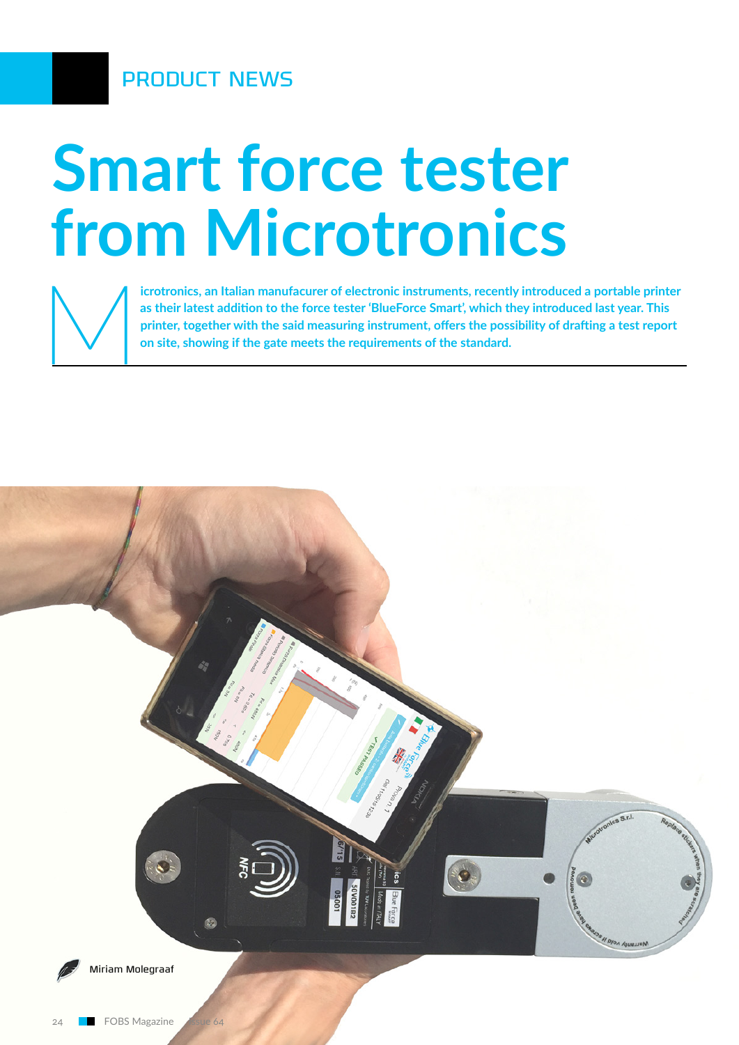PRODUCT NEWS

# Smart force tester from Microtronics

**Microtronics, an Italian manufacurer of electronic instruments, recently introduced a portable printer as their latest addition to the force tester 'BlueForce Smart', which they introduced last year. This printer, together with the said measuring instrument, offers the possibility of drafting a test report on site, showing if the gate meets the requirements of the standard.**

Miriam Molegraaf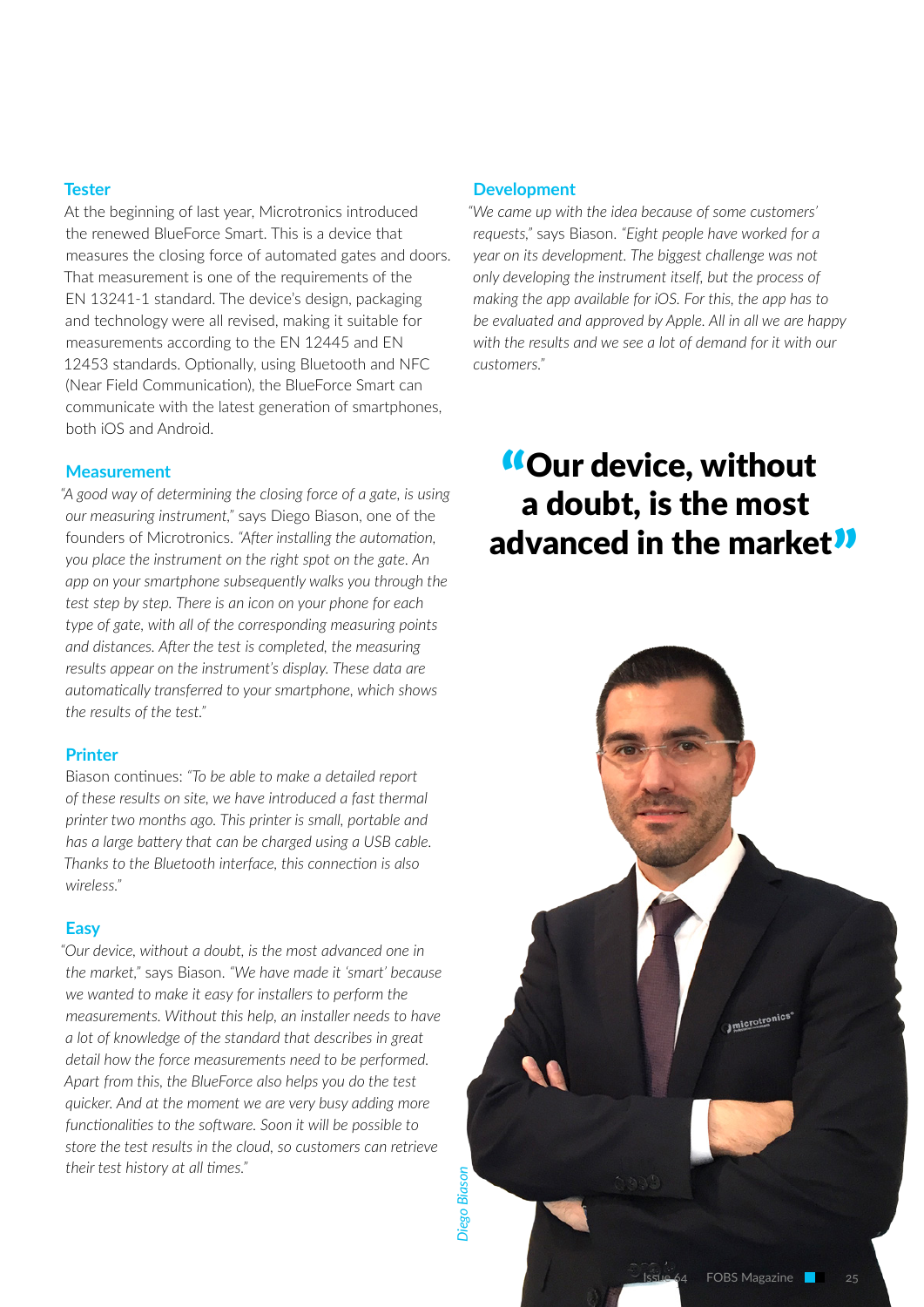### Tester

At the beginning of last year, Microtronics introduced the renewed BlueForce Smart. This is a device that measures the closing force of automated gates and doors. That measurement is one of the requirements of the EN 13241-1 standard. The device's design, packaging and technology were all revised, making it suitable for measurements according to the EN 12445 and EN 12453 standards. Optionally, using Bluetooth and NFC (Near Field Communication), the BlueForce Smart can communicate with the latest generation of smartphones, both iOS and Android.

### Measurement

*"A good way of determining the closing force of a gate, is using our measuring instrument,"* says Diego Biason, one of the founders of Microtronics. *"After installing the automation, you place the instrument on the right spot on the gate. An app on your smartphone subsequently walks you through the test step by step. There is an icon on your phone for each type of gate, with all of the corresponding measuring points and distances. After the test is completed, the measuring results appear on the instrument's display. These data are automatically transferred to your smartphone, which shows the results of the test."*

### Printer

Biason continues: *"To be able to make a detailed report of these results on site, we have introduced a fast thermal printer two months ago. This printer is small, portable and has a large battery that can be charged using a USB cable. Thanks to the Bluetooth interface, this connection is also wireless."*

### Easy

*"Our device, without a doubt, is the most advanced one in the market,"* says Biason. *"We have made it 'smart' because we wanted to make it easy for installers to perform the measurements. Without this help, an installer needs to have a lot of knowledge of the standard that describes in great detail how the force measurements need to be performed. Apart from this, the BlueForce also helps you do the test quicker. And at the moment we are very busy adding more functionalities to the software. Soon it will be possible to store the test results in the cloud, so customers can retrieve their test history at all times."*

### Development

*"We came up with the idea because of some customers' requests,"* says Biason. *"Eight people have worked for a year on its development. The biggest challenge was not only developing the instrument itself, but the process of making the app available for iOS. For this, the app has to be evaluated and approved by Apple. All in all we are happy with the results and we see a lot of demand for it with our customers."*

> **"Our device, without a doubt, is the most advanced in the market"**

*Diego Biason*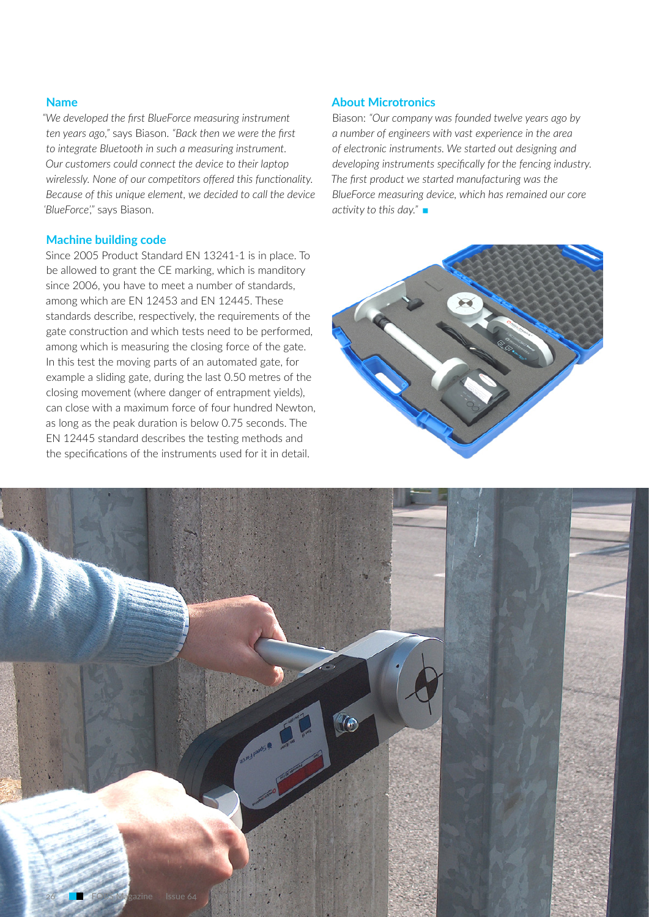## Name

"We developed the first BlueForce measuring instrument ten years ago," says Biason. "Back then we were the first to integrate Bluetooth in such a measuring instrument. Our customers could connect the device to their laptop wirelessly. None of our competitors offered this functionality. Because of this unique element, we decided to call the device 'BlueForce'," says Biason.

## Machine building code

Since 2005 Product Standard EN 13241-1 is in place. To be allowed to grant the CE marking, which is manditory since 2006, you have to meet a number of standards, among which are EN 12453 and EN 12445. These standards describe, respectively, the requirements of the gate construction and which tests need to be performed, among which is measuring the closing force of the gate. In this test the moving parts of an automated gate, for example a sliding gate, during the last 0.50 metres of the closing movement (where danger of entrapment yields), can close with a maximum force of four hundred Newton, as long as the peak duration is below 0.75 seconds. The EN 12445 standard describes the testing methods and the specifications of the instruments used for it in detail.

## About Microtronics

Biason: *"Our company was founded twelve years ago by a number of engineers with vast experience in the area of electronic instruments. We started out designing and developing instruments specifically for the fencing industry. The first product we started manufacturing was the BlueForce measuring device, which has remained our core activity to this day."* ■